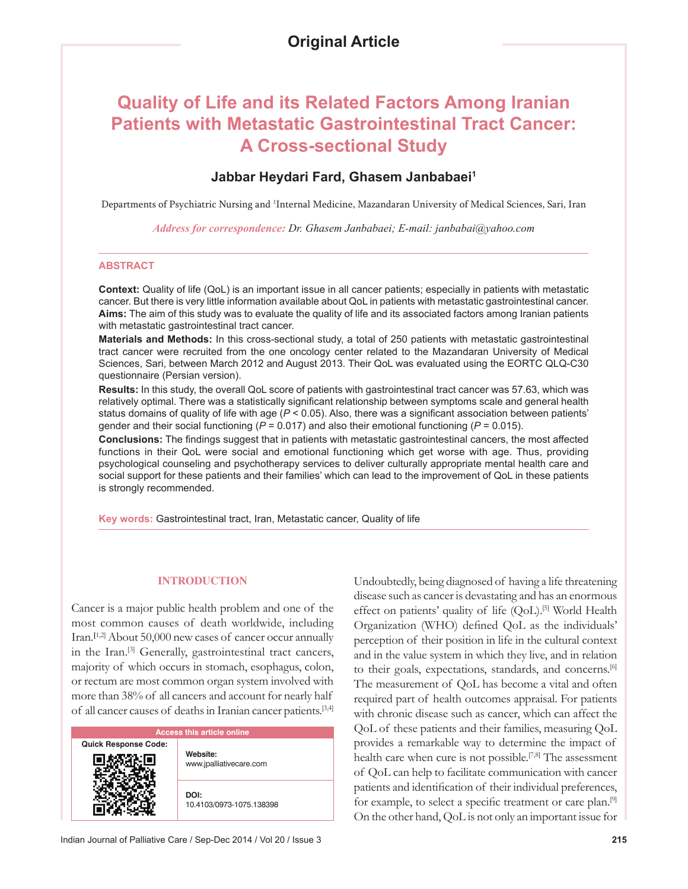Original Article

# Quality of Life and its Related Factors Among Iranian Patients with Metastatic Gastrointestinal Tract Cancer: A Cross-sectional Study

**Jabbar Heydari Fard, Ghasem Janbabaei[1]**

Departments of Psychiatric Nursing and [1]Internal Medicine, Mazandaran University of Medical Sciences, Sari, Iran

*Address for correspondence: Dr. Ghasem Janbabaei; E-mail: janbabai@yahoo.com*

## ABSTRACT

**Context:** Quality of life (QoL) is an important issue in all cancer patients; especially in patients with metastatic cancer. But there is very little information available about QoL in patients with metastatic gastrointestinal cancer.

**Aims:** The aim of this study was to evaluate the quality of life and its associated factors among Iranian patients with metastatic gastrointestinal tract cancer.

**Materials and Methods:** In this cross-sectional study, a total of 250 patients with metastatic gastrointestinal tract cancer were recruited from the one oncology center related to the Mazandaran University of Medical Sciences, Sari, between March 2012 and August 2013. Their QoL was evaluated using the EORTC QLQ-C30 questionnaire (Persian version).

**Results:** In this study, the overall QoL score of patients with gastrointestinal tract cancer was 57.63, which was relatively optimal. There was a statistically significant relationship between symptoms scale and general health status domains of quality of life with age ($P < 0.05$). Also, there was a significant association between patients' gender and their social functioning ($P = 0.017$) and also their emotional functioning ($P = 0.015$).

**Conclusions:** The findings suggest that in patients with metastatic gastrointestinal cancers, the most affected functions in their QoL were social and emotional functioning which get worse with age. Thus, providing psychological counseling and psychotherapy services to deliver culturally appropriate mental health care and social support for these patients and their families' which can lead to the improvement of QoL in these patients is strongly recommended.

**Key words:** Gastrointestinal tract, Iran, Metastatic cancer, Quality of life

## INTRODUCTION

Cancer is a major public health problem and one of the most common causes of death worldwide, including Iran.[1,2] About 50,000 new cases of cancer occur annually in the Iran.[3] Generally, gastrointestinal tract cancers, majority of which occurs in stomach, esophagus, colon, or rectum are most common organ system involved with more than 38% of all cancers and account for nearly half of all cancer causes of deaths in Iranian cancer patients.[3,4]

| Access this article online | |
|---|---|
| Quick Response Code: | Website: www.jpalliativecare.com |
| | DOI: 10.4103/0973-1075.138398 |

Undoubtedly, being diagnosed of having a life threatening disease such as cancer is devastating and has an enormous effect on patients' quality of life (QoL).[5] World Health Organization (WHO) defined QoL as the individuals' perception of their position in life in the cultural context and in the value system in which they live, and in relation to their goals, expectations, standards, and concerns.[6] The measurement of QoL has become a vital and often required part of health outcomes appraisal. For patients with chronic disease such as cancer, which can affect the QoL of these patients and their families, measuring QoL provides a remarkable way to determine the impact of health care when cure is not possible.[7,8] The assessment of QoL can help to facilitate communication with cancer patients and identification of their individual preferences, for example, to select a specific treatment or care plan.[9] On the other hand, QoL is not only an important issue for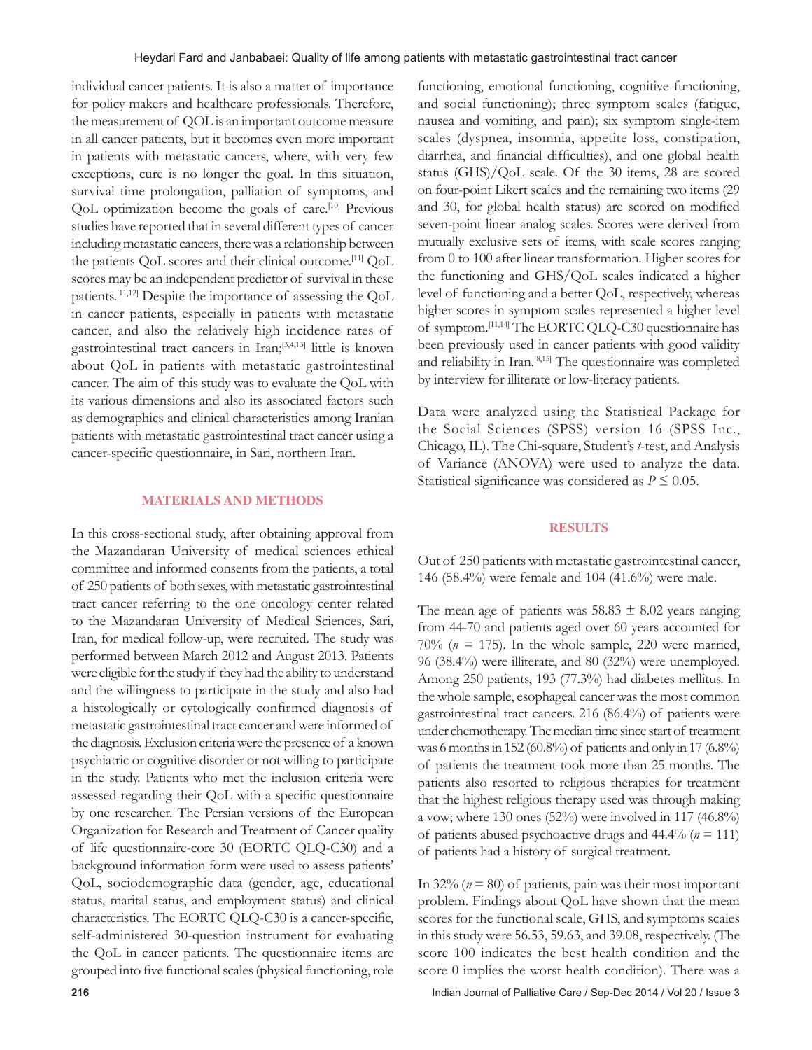individual cancer patients. It is also a matter of importance for policy makers and healthcare professionals. Therefore, the measurement of QOL is an important outcome measure in all cancer patients, but it becomes even more important in patients with metastatic cancers, where, with very few exceptions, cure is no longer the goal. In this situation, survival time prolongation, palliation of symptoms, and QoL optimization become the goals of care.[10] Previous studies have reported that in several different types of cancer including metastatic cancers, there was a relationship between the patients QoL scores and their clinical outcome.[11] QoL scores may be an independent predictor of survival in these patients.[11,12] Despite the importance of assessing the QoL in cancer patients, especially in patients with metastatic cancer, and also the relatively high incidence rates of gastrointestinal tract cancers in Iran;[3,4,13] little is known about QoL in patients with metastatic gastrointestinal cancer. The aim of this study was to evaluate the QoL with its various dimensions and also its associated factors such as demographics and clinical characteristics among Iranian patients with metastatic gastrointestinal tract cancer using a cancer-specific questionnaire, in Sari, northern Iran.

## MATERIALS AND METHODS

In this cross-sectional study, after obtaining approval from the Mazandaran University of medical sciences ethical committee and informed consents from the patients, a total of 250 patients of both sexes, with metastatic gastrointestinal tract cancer referring to the one oncology center related to the Mazandaran University of Medical Sciences, Sari, Iran, for medical follow-up, were recruited. The study was performed between March 2012 and August 2013. Patients were eligible for the study if they had the ability to understand and the willingness to participate in the study and also had a histologically or cytologically confirmed diagnosis of metastatic gastrointestinal tract cancer and were informed of the diagnosis. Exclusion criteria were the presence of a known psychiatric or cognitive disorder or not willing to participate in the study. Patients who met the inclusion criteria were assessed regarding their QoL with a specific questionnaire by one researcher. The Persian versions of the European Organization for Research and Treatment of Cancer quality of life questionnaire-core 30 (EORTC QLQ-C30) and a background information form were used to assess patients' QoL, sociodemographic data (gender, age, educational status, marital status, and employment status) and clinical characteristics. The EORTC QLQ-C30 is a cancer-specific, self-administered 30-question instrument for evaluating the QoL in cancer patients. The questionnaire items are grouped into five functional scales (physical functioning, role functioning, emotional functioning, cognitive functioning, and social functioning); three symptom scales (fatigue, nausea and vomiting, and pain); six symptom single-item scales (dyspnea, insomnia, appetite loss, constipation, diarrhea, and financial difficulties), and one global health status (GHS)/QoL scale. Of the 30 items, 28 are scored on four-point Likert scales and the remaining two items (29 and 30, for global health status) are scored on modified seven-point linear analog scales. Scores were derived from mutually exclusive sets of items, with scale scores ranging from 0 to 100 after linear transformation. Higher scores for the functioning and GHS/QoL scales indicated a higher level of functioning and a better QoL, respectively, whereas higher scores in symptom scales represented a higher level of symptom.[11,14] The EORTC QLQ-C30 questionnaire has been previously used in cancer patients with good validity and reliability in Iran.[8,15] The questionnaire was completed by interview for illiterate or low-literacy patients.

Data were analyzed using the Statistical Package for the Social Sciences (SPSS) version 16 (SPSS Inc., Chicago, IL). The Chi-square, Student's *t*-test, and Analysis of Variance (ANOVA) were used to analyze the data. Statistical significance was considered as $P \leq 0.05$.

## RESULTS

Out of 250 patients with metastatic gastrointestinal cancer, 146 (58.4%) were female and 104 (41.6%) were male.

The mean age of patients was 58.83 ± 8.02 years ranging from 44-70 and patients aged over 60 years accounted for 70% ($n$ = 175). In the whole sample, 220 were married, 96 (38.4%) were illiterate, and 80 (32%) were unemployed. Among 250 patients, 193 (77.3%) had diabetes mellitus. In the whole sample, esophageal cancer was the most common gastrointestinal tract cancers. 216 (86.4%) of patients were under chemotherapy. The median time since start of treatment was 6 months in 152 (60.8%) of patients and only in 17 (6.8%) of patients the treatment took more than 25 months. The patients also resorted to religious therapies for treatment that the highest religious therapy used was through making a vow; where 130 ones (52%) were involved in 117 (46.8%) of patients abused psychoactive drugs and 44.4% ($n$ = 111) of patients had a history of surgical treatment.

In 32% ($n$ = 80) of patients, pain was their most important problem. Findings about QoL have shown that the mean scores for the functional scale, GHS, and symptoms scales in this study were 56.53, 59.63, and 39.08, respectively. (The score 100 indicates the best health condition and the score 0 implies the worst health condition). There was a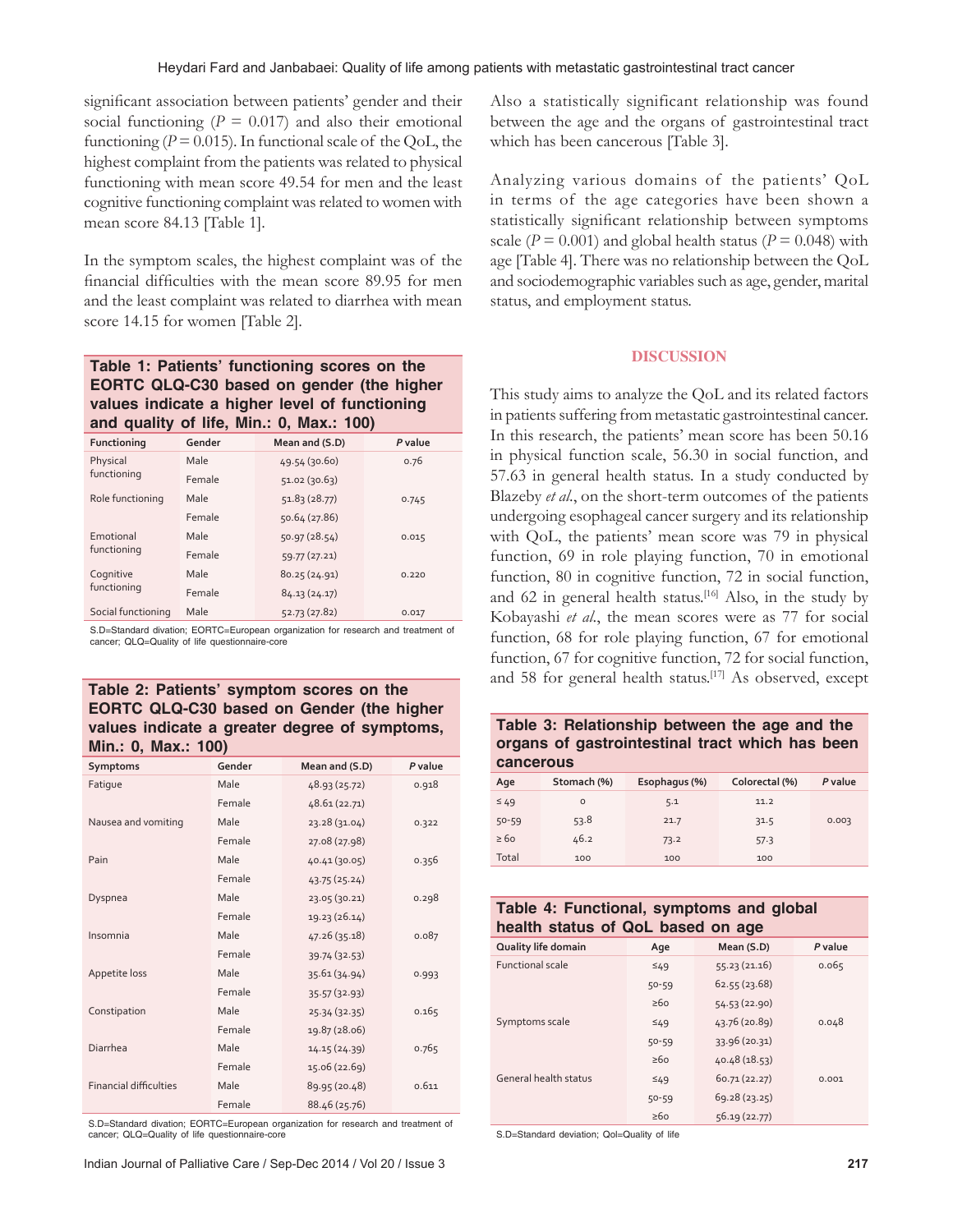significant association between patients' gender and their social functioning ($P = 0.017$) and also their emotional functioning ($P = 0.015$). In functional scale of the QoL, the highest complaint from the patients was related to physical functioning with mean score 49.54 for men and the least cognitive functioning complaint was related to women with mean score 84.13 [Table 1].

In the symptom scales, the highest complaint was of the financial difficulties with the mean score 89.95 for men and the least complaint was related to diarrhea with mean score 14.15 for women [Table 2].

**Table 1: Patients' functioning scores on the EORTC QLQ-C30 based on gender (the higher values indicate a higher level of functioning and quality of life, Min.: 0, Max.: 100)**

| Functioning | Gender | Mean and (S.D) | *P* value |
|---|---|---|---|
| Physical functioning | Male | 49.54 (30.60) | 0.76 |
| | Female | 51.02 (30.63) | |
| Role functioning | Male | 51.83 (28.77) | 0.745 |
| | Female | 50.64 (27.86) | |
| Emotional functioning | Male | 50.97 (28.54) | 0.015 |
| | Female | 59.77 (27.21) | |
| Cognitive functioning | Male | 80.25 (24.91) | 0.220 |
| | Female | 84.13 (24.17) | |
| Social functioning | Male | 52.73 (27.82) | 0.017 |

S.D=Standard divation; EORTC=European organization for research and treatment of cancer; QLQ=Quality of life questionnaire-core

**Table 2: Patients' symptom scores on the EORTC QLQ-C30 based on Gender (the higher values indicate a greater degree of symptoms, Min.: 0, Max.: 100)**

| Symptoms | Gender | Mean and (S.D) | *P* value |
|---|---|---|---|
| Fatigue | Male | 48.93 (25.72) | 0.918 |
| | Female | 48.61 (22.71) | |
| Nausea and vomiting | Male | 23.28 (31.04) | 0.322 |
| | Female | 27.08 (27.98) | |
| Pain | Male | 40.41 (30.05) | 0.356 |
| | Female | 43.75 (25.24) | |
| Dyspnea | Male | 23.05 (30.21) | 0.298 |
| | Female | 19.23 (26.14) | |
| Insomnia | Male | 47.26 (35.18) | 0.087 |
| | Female | 39.74 (32.53) | |
| Appetite loss | Male | 35.61 (34.94) | 0.993 |
| | Female | 35.57 (32.93) | |
| Constipation | Male | 25.34 (32.35) | 0.165 |
| | Female | 19.87 (28.06) | |
| Diarrhea | Male | 14.15 (24.39) | 0.765 |
| | Female | 15.06 (22.69) | |
| Financial difficulties | Male | 89.95 (20.48) | 0.611 |
| | Female | 88.46 (25.76) | |

S.D=Standard divation; EORTC=European organization for research and treatment of cancer; QLQ=Quality of life questionnaire-core

Also a statistically significant relationship was found between the age and the organs of gastrointestinal tract which has been cancerous [Table 3].

Analyzing various domains of the patients' QoL in terms of the age categories have been shown a statistically significant relationship between symptoms scale ($P = 0.001$) and global health status ($P = 0.048$) with age [Table 4]. There was no relationship between the QoL and sociodemographic variables such as age, gender, marital status, and employment status.

## DISCUSSION

This study aims to analyze the QoL and its related factors in patients suffering from metastatic gastrointestinal cancer. In this research, the patients' mean score has been 50.16 in physical function scale, 56.30 in social function, and 57.63 in general health status. In a study conducted by Blazeby *et al.*, on the short-term outcomes of the patients undergoing esophageal cancer surgery and its relationship with QoL, the patients' mean score was 79 in physical function, 69 in role playing function, 70 in emotional function, 80 in cognitive function, 72 in social function, and 62 in general health status.[16] Also, in the study by Kobayashi *et al.*, the mean scores were as 77 for social function, 68 for role playing function, 67 for emotional function, 67 for cognitive function, 72 for social function, and 58 for general health status.[17] As observed, except

**Table 3: Relationship between the age and the organs of gastrointestinal tract which has been cancerous**

| Age | Stomach (%) | Esophagus (%) | Colorectal (%) | *P* value |
|---|---|---|---|---|
| ≤ 49 | 0 | 5.1 | 11.2 | |
| 50-59 | 53.8 | 21.7 | 31.5 | 0.003 |
| ≥ 60 | 46.2 | 73.2 | 57.3 | |
| Total | 100 | 100 | 100 | |

**Table 4: Functional, symptoms and global health status of QoL based on age**

| Quality life domain | Age | Mean (S.D) | *P* value |
|---|---|---|---|
| Functional scale | ≤49 | 55.23 (21.16) | 0.065 |
| | 50-59 | 62.55 (23.68) | |
| | ≥60 | 54.53 (22.90) | |
| Symptoms scale | ≤49 | 43.76 (20.89) | 0.048 |
| | 50-59 | 33.96 (20.31) | |
| | ≥60 | 40.48 (18.53) | |
| General health status | ≤49 | 60.71 (22.27) | 0.001 |
| | 50-59 | 69.28 (23.25) | |
| | ≥60 | 56.19 (22.77) | |

S.D=Standard deviation; Qol=Quality of life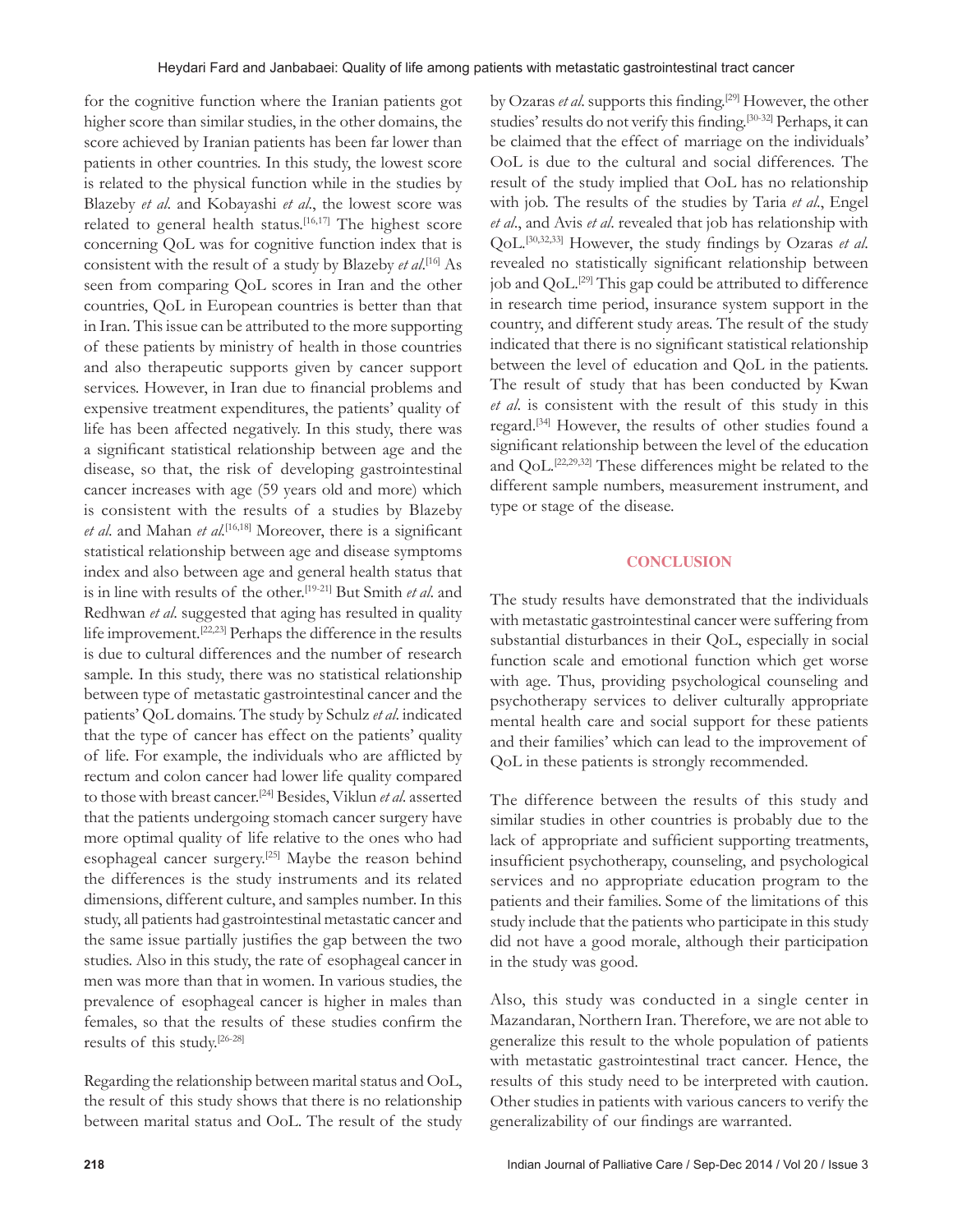for the cognitive function where the Iranian patients got higher score than similar studies, in the other domains, the score achieved by Iranian patients has been far lower than patients in other countries. In this study, the lowest score is related to the physical function while in the studies by Blazeby *et al*. and Kobayashi *et al*., the lowest score was related to general health status.[16,17] The highest score concerning QoL was for cognitive function index that is consistent with the result of a study by Blazeby *et al*.[16] As seen from comparing QoL scores in Iran and the other countries, QoL in European countries is better than that in Iran. This issue can be attributed to the more supporting of these patients by ministry of health in those countries and also therapeutic supports given by cancer support services. However, in Iran due to financial problems and expensive treatment expenditures, the patients' quality of life has been affected negatively. In this study, there was a significant statistical relationship between age and the disease, so that, the risk of developing gastrointestinal cancer increases with age (59 years old and more) which is consistent with the results of a studies by Blazeby *et al*. and Mahan *et al*.[16,18] Moreover, there is a significant statistical relationship between age and disease symptoms index and also between age and general health status that is in line with results of the other.[19-21] But Smith *et al*. and Redhwan *et al*. suggested that aging has resulted in quality life improvement.[22,23] Perhaps the difference in the results is due to cultural differences and the number of research sample. In this study, there was no statistical relationship between type of metastatic gastrointestinal cancer and the patients' QoL domains. The study by Schulz *et al*. indicated that the type of cancer has effect on the patients' quality of life. For example, the individuals who are afflicted by rectum and colon cancer had lower life quality compared to those with breast cancer.[24] Besides, Viklun *et al*. asserted that the patients undergoing stomach cancer surgery have more optimal quality of life relative to the ones who had esophageal cancer surgery.[25] Maybe the reason behind the differences is the study instruments and its related dimensions, different culture, and samples number. In this study, all patients had gastrointestinal metastatic cancer and the same issue partially justifies the gap between the two studies. Also in this study, the rate of esophageal cancer in men was more than that in women. In various studies, the prevalence of esophageal cancer is higher in males than females, so that the results of these studies confirm the results of this study.[26-28]

Regarding the relationship between marital status and OoL, the result of this study shows that there is no relationship between marital status and OoL. The result of the study by Ozaras *et al*. supports this finding.[29] However, the other studies' results do not verify this finding.[30-32] Perhaps, it can be claimed that the effect of marriage on the individuals' OoL is due to the cultural and social differences. The result of the study implied that OoL has no relationship with job. The results of the studies by Taria *et al*., Engel *et al*., and Avis *et al*. revealed that job has relationship with QoL.[30,32,33] However, the study findings by Ozaras *et al*. revealed no statistically significant relationship between job and QoL.[29] This gap could be attributed to difference in research time period, insurance system support in the country, and different study areas. The result of the study indicated that there is no significant statistical relationship between the level of education and QoL in the patients. The result of study that has been conducted by Kwan *et al*. is consistent with the result of this study in this regard.[34] However, the results of other studies found a significant relationship between the level of the education and QoL.[22,29,32] These differences might be related to the different sample numbers, measurement instrument, and type or stage of the disease.

## CONCLUSION

The study results have demonstrated that the individuals with metastatic gastrointestinal cancer were suffering from substantial disturbances in their QoL, especially in social function scale and emotional function which get worse with age. Thus, providing psychological counseling and psychotherapy services to deliver culturally appropriate mental health care and social support for these patients and their families' which can lead to the improvement of QoL in these patients is strongly recommended.

The difference between the results of this study and similar studies in other countries is probably due to the lack of appropriate and sufficient supporting treatments, insufficient psychotherapy, counseling, and psychological services and no appropriate education program to the patients and their families. Some of the limitations of this study include that the patients who participate in this study did not have a good morale, although their participation in the study was good.

Also, this study was conducted in a single center in Mazandaran, Northern Iran. Therefore, we are not able to generalize this result to the whole population of patients with metastatic gastrointestinal tract cancer. Hence, the results of this study need to be interpreted with caution. Other studies in patients with various cancers to verify the generalizability of our findings are warranted.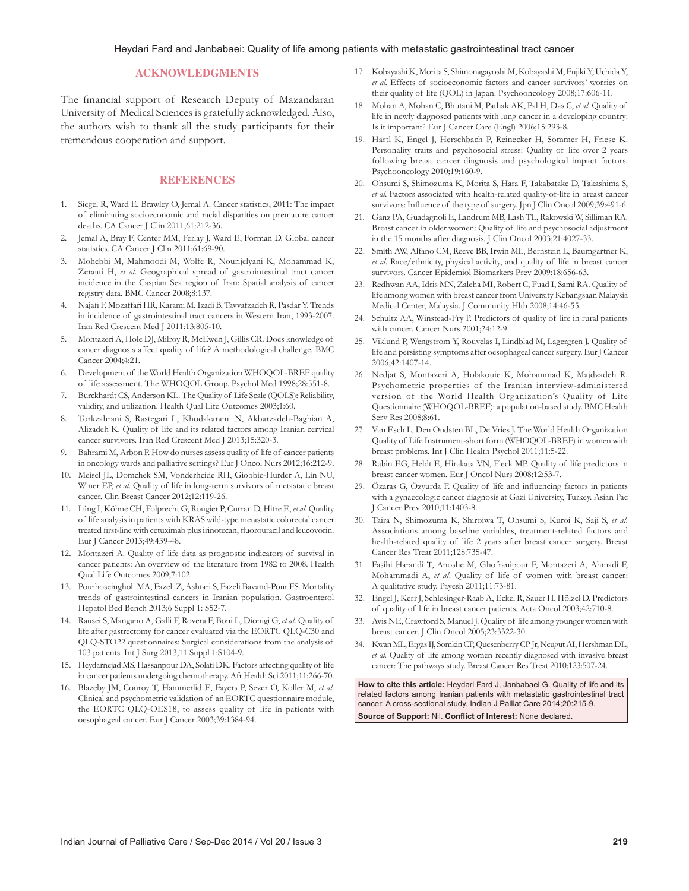## ACKNOWLEDGMENTS

The financial support of Research Deputy of Mazandaran University of Medical Sciences is gratefully acknowledged. Also, the authors wish to thank all the study participants for their tremendous cooperation and support.

## REFERENCES

1. Siegel R, Ward E, Brawley O, Jemal A. Cancer statistics, 2011: The impact of eliminating socioeconomic and racial disparities on premature cancer deaths. CA Cancer J Clin 2011;61:212-36.
2. Jemal A, Bray F, Center MM, Ferlay J, Ward E, Forman D. Global cancer statistics. CA Cancer J Clin 2011;61:69-90.
3. Mohebbi M, Mahmoodi M, Wolfe R, Nourijelyani K, Mohammad K, Zeraati H, *et al.* Geographical spread of gastrointestinal tract cancer incidence in the Caspian Sea region of Iran: Spatial analysis of cancer registry data. BMC Cancer 2008;8:137.
4. Najafi F, Mozaffari HR, Karami M, Izadi B, Tavvafzadeh R, Pasdar Y. Trends in incidence of gastrointestinal tract cancers in Western Iran, 1993-2007. Iran Red Crescent Med J 2011;13:805-10.
5. Montazeri A, Hole DJ, Milroy R, McEwen J, Gillis CR. Does knowledge of cancer diagnosis affect quality of life? A methodological challenge. BMC Cancer 2004;4:21.
6. Development of the World Health Organization WHOQOL-BREF quality of life assessment. The WHOQOL Group. Psychol Med 1998;28:551-8.
7. Burckhardt CS, Anderson KL. The Quality of Life Scale (QOLS): Reliability, validity, and utilization. Health Qual Life Outcomes 2003;1:60.
8. Torkzahrani S, Rastegari L, Khodakarami N, Akbarzadeh-Baghian A, Alizadeh K. Quality of life and its related factors among Iranian cervical cancer survivors. Iran Red Crescent Med J 2013;15:320-3.
9. Bahrami M, Arbon P. How do nurses assess quality of life of cancer patients in oncology wards and palliative settings? Eur J Oncol Nurs 2012;16:212-9.
10. Meisel JL, Domchek SM, Vonderheide RH, Giobbie-Hurder A, Lin NU, Winer EP, *et al.* Quality of life in long-term survivors of metastatic breast cancer. Clin Breast Cancer 2012;12:119-26.
11. Láng I, Köhne CH, Folprecht G, Rougier P, Curran D, Hitre E, *et al.* Quality of life analysis in patients with KRAS wild-type metastatic colorectal cancer treated first-line with cetuximab plus irinotecan, fluorouracil and leucovorin. Eur J Cancer 2013;49:439-48.
12. Montazeri A. Quality of life data as prognostic indicators of survival in cancer patients: An overview of the literature from 1982 to 2008. Health Qual Life Outcomes 2009;7:102.
13. Pourhoseingholi MA, Fazeli Z, Ashtari S, Fazeli Bavand-Pour FS. Mortality trends of gastrointestinal cancers in Iranian population. Gastroenterol Hepatol Bed Bench 2013;6 Suppl 1: S52-7.
14. Rausei S, Mangano A, Galli F, Rovera F, Boni L, Dionigi G, *et al.* Quality of life after gastrectomy for cancer evaluated via the EORTC QLQ-C30 and QLQ-STO22 questionnaires: Surgical considerations from the analysis of 103 patients. Int J Surg 2013;11 Suppl 1:S104-9.
15. Heydarnejad MS, Hassanpour DA, Solati DK. Factors affecting quality of life in cancer patients undergoing chemotherapy. Afr Health Sci 2011;11:266-70.
16. Blazeby JM, Conroy T, Hammerlid E, Fayers P, Sezer O, Koller M, *et al.* Clinical and psychometric validation of an EORTC questionnaire module, the EORTC QLQ-OES18, to assess quality of life in patients with oesophageal cancer. Eur J Cancer 2003;39:1384-94.
17. Kobayashi K, Morita S, Shimonagayoshi M, Kobayashi M, Fujiki Y, Uchida Y, *et al.* Effects of socioeconomic factors and cancer survivors' worries on their quality of life (QOL) in Japan. Psychooncology 2008;17:606-11.
18. Mohan A, Mohan C, Bhutani M, Pathak AK, Pal H, Das C, *et al.* Quality of life in newly diagnosed patients with lung cancer in a developing country: Is it important? Eur J Cancer Care (Engl) 2006;15:293-8.
19. Härtl K, Engel J, Herschbach P, Reinecker H, Sommer H, Friese K. Personality traits and psychosocial stress: Quality of life over 2 years following breast cancer diagnosis and psychological impact factors. Psychooncology 2010;19:160-9.
20. Ohsumi S, Shimozuma K, Morita S, Hara F, Takabatake D, Takashima S, *et al.* Factors associated with health-related quality-of-life in breast cancer survivors: Influence of the type of surgery. Jpn J Clin Oncol 2009;39:491-6.
21. Ganz PA, Guadagnoli E, Landrum MB, Lash TL, Rakowski W, Silliman RA. Breast cancer in older women: Quality of life and psychosocial adjustment in the 15 months after diagnosis. J Clin Oncol 2003;21:4027-33.
22. Smith AW, Alfano CM, Reeve BB, Irwin ML, Bernstein L, Baumgartner K, *et al.* Race/ethnicity, physical activity, and quality of life in breast cancer survivors. Cancer Epidemiol Biomarkers Prev 2009;18:656-63.
23. Redhwan AA, Idris MN, Zaleha MI, Robert C, Fuad I, Sami RA. Quality of life among women with breast cancer from University Kebangsaan Malaysia Medical Center, Malaysia. J Community Hlth 2008;14:46-55.
24. Schultz AA, Winstead-Fry P. Predictors of quality of life in rural patients with cancer. Cancer Nurs 2001;24:12-9.
25. Viklund P, Wengström Y, Rouvelas I, Lindblad M, Lagergren J. Quality of life and persisting symptoms after oesophageal cancer surgery. Eur J Cancer 2006;42:1407-14.
26. Nedjat S, Montazeri A, Holakouie K, Mohammad K, Majdzadeh R. Psychometric properties of the Iranian interview-administered version of the World Health Organization's Quality of Life Questionnaire (WHOQOL-BREF): a population-based study. BMC Health Serv Res 2008;8:61.
27. Van Esch L, Den Oudsten BL, De Vries J. The World Health Organization Quality of Life Instrument-short form (WHOQOL-BREF) in women with breast problems. Int J Clin Health Psychol 2011;11:5-22.
28. Rabin EG, Heldt E, Hirakata VN, Fleck MP. Quality of life predictors in breast cancer women. Eur J Oncol Nurs 2008;12:53-7.
29. Özaras G, Özyurda F. Quality of life and influencing factors in patients with a gynaecologic cancer diagnosis at Gazi University, Turkey. Asian Pac J Cancer Prev 2010;11:1403-8.
30. Taira N, Shimozuma K, Shiroiwa T, Ohsumi S, Kuroi K, Saji S, *et al.* Associations among baseline variables, treatment-related factors and health-related quality of life 2 years after breast cancer surgery. Breast Cancer Res Treat 2011;128:735-47.
31. Fasihi Harandi T, Anoshe M, Ghofranipour F, Montazeri A, Ahmadi F, Mohammadi A, *et al.* Quality of life of women with breast cancer: A qualitative study. Payesh 2011;11:73-81.
32. Engel J, Kerr J, Schlesinger-Raab A, Eckel R, Sauer H, Hölzel D. Predictors of quality of life in breast cancer patients. Acta Oncol 2003;42:710-8.
33. Avis NE, Crawford S, Manuel J. Quality of life among younger women with breast cancer. J Clin Oncol 2005;23:3322-30.
34. Kwan ML, Ergas IJ, Somkin CP, Quesenberry CP Jr, Neugut AI, Hershman DL, *et al.* Quality of life among women recently diagnosed with invasive breast cancer: The pathways study. Breast Cancer Res Treat 2010;123:507-24.

**How to cite this article:** Heydari Fard J, Janbabaei G. Quality of life and its related factors among Iranian patients with metastatic gastrointestinal tract cancer: A cross-sectional study. Indian J Palliat Care 2014;20:215-9.

**Source of Support:** Nil. **Conflict of Interest:** None declared.